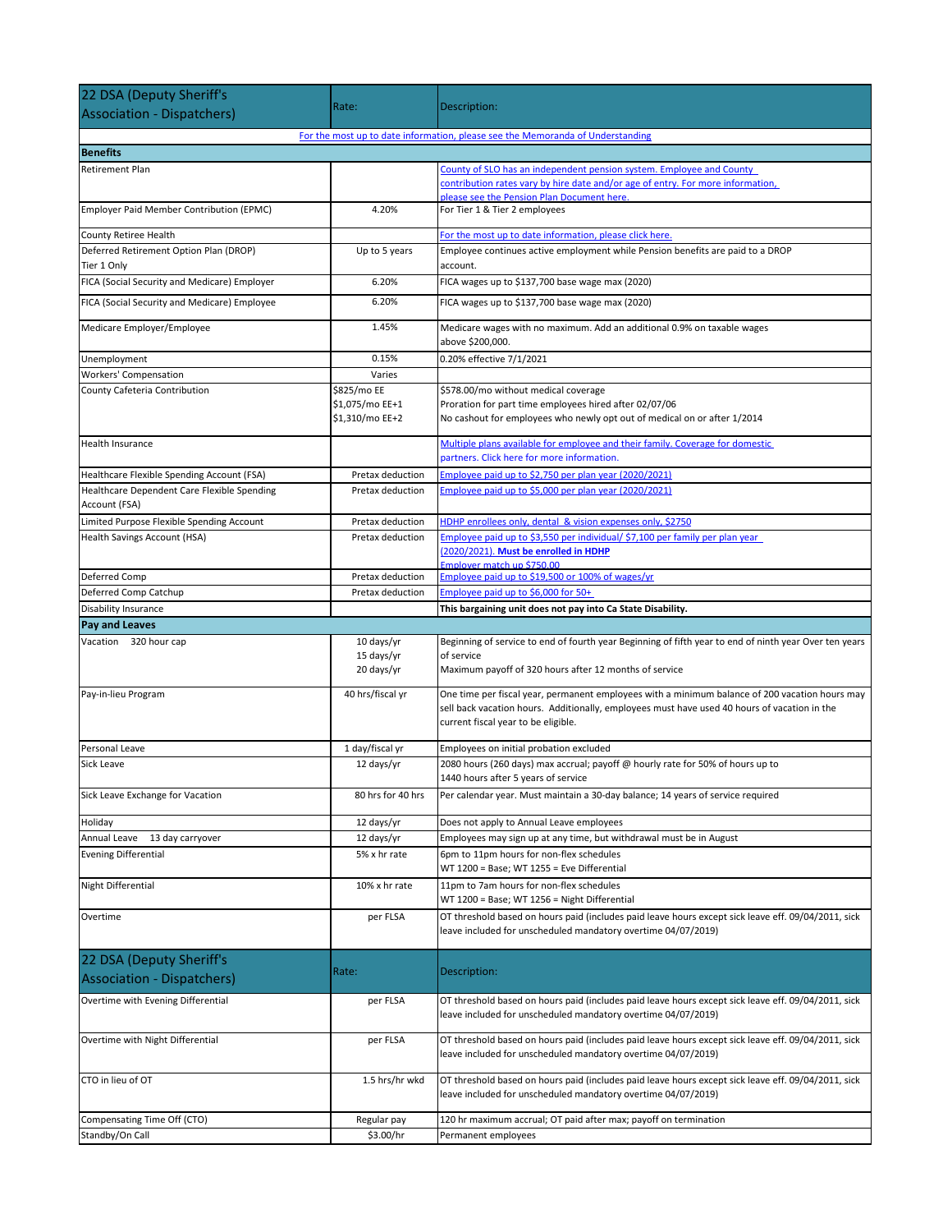| 22 DSA (Deputy Sheriff's Association - Dispatchers) | Rate: | Description: |
|---|---|---|
| | | For the most up to date information, please see the Memoranda of Understanding |
| **Benefits** | | |
| Retirement Plan | | County of SLO has an independent pension system. Employee and County contribution rates vary by hire date and/or age of entry. For more information, please see the Pension Plan Document here. |
| Employer Paid Member Contribution (EPMC) | 4.20% | For Tier 1 & Tier 2 employees |
| County Retiree Health | | For the most up to date information, please click here. |
| Deferred Retirement Option Plan (DROP) Tier 1 Only | Up to 5 years | Employee continues active employment while Pension benefits are paid to a DROP account. |
| FICA (Social Security and Medicare) Employer | 6.20% | FICA wages up to $137,700 base wage max (2020) |
| FICA (Social Security and Medicare) Employee | 6.20% | FICA wages up to $137,700 base wage max (2020) |
| Medicare Employer/Employee | 1.45% | Medicare wages with no maximum. Add an additional 0.9% on taxable wages above $200,000. |
| Unemployment | 0.15% | 0.20% effective 7/1/2021 |
| Workers' Compensation | Varies | |
| County Cafeteria Contribution | $825/mo EE<br>$1,075/mo EE+1<br>$1,310/mo EE+2 | $578.00/mo without medical coverage<br>Proration for part time employees hired after 02/07/06<br>No cashout for employees who newly opt out of medical on or after 1/2014 |
| Health Insurance | | Multiple plans available for employee and their family. Coverage for domestic partners. Click here for more information. |
| Healthcare Flexible Spending Account (FSA) | Pretax deduction | Employee paid up to $2,750 per plan year (2020/2021) |
| Healthcare Dependent Care Flexible Spending Account (FSA) | Pretax deduction | Employee paid up to $5,000 per plan year (2020/2021) |
| Limited Purpose Flexible Spending Account | Pretax deduction | HDHP enrollees only, dental & vision expenses only, $2750 |
| Health Savings Account (HSA) | Pretax deduction | Employee paid up to $3,550 per individual/ $7,100 per family per plan year (2020/2021). **Must be enrolled in HDHP**<br>Employer match up $750.00 |
| Deferred Comp | Pretax deduction | Employee paid up to $19,500 or 100% of wages/yr |
| Deferred Comp Catchup | Pretax deduction | Employee paid up to $6,000 for 50+ |
| Disability Insurance | | **This bargaining unit does not pay into Ca State Disability.** |
| **Pay and Leaves** | | |
| Vacation 320 hour cap | 10 days/yr<br>15 days/yr<br>20 days/yr | Beginning of service to end of fourth year Beginning of fifth year to end of ninth year Over ten years of service<br>Maximum payoff of 320 hours after 12 months of service |
| Pay-in-lieu Program | 40 hrs/fiscal yr | One time per fiscal year, permanent employees with a minimum balance of 200 vacation hours may sell back vacation hours. Additionally, employees must have used 40 hours of vacation in the current fiscal year to be eligible. |
| Personal Leave | 1 day/fiscal yr | Employees on initial probation excluded |
| Sick Leave | 12 days/yr | 2080 hours (260 days) max accrual; payoff @ hourly rate for 50% of hours up to 1440 hours after 5 years of service |
| Sick Leave Exchange for Vacation | 80 hrs for 40 hrs | Per calendar year. Must maintain a 30-day balance; 14 years of service required |
| Holiday | 12 days/yr | Does not apply to Annual Leave employees |
| Annual Leave 13 day carryover | 12 days/yr | Employees may sign up at any time, but withdrawal must be in August |
| Evening Differential | 5% x hr rate | 6pm to 11pm hours for non-flex schedules<br>WT 1200 = Base; WT 1255 = Eve Differential |
| Night Differential | 10% x hr rate | 11pm to 7am hours for non-flex schedules<br>WT 1200 = Base; WT 1256 = Night Differential |
| Overtime | per FLSA | OT threshold based on hours paid (includes paid leave hours except sick leave eff. 09/04/2011, sick leave included for unscheduled mandatory overtime 04/07/2019) |
| Overtime with Evening Differential | per FLSA | OT threshold based on hours paid (includes paid leave hours except sick leave eff. 09/04/2011, sick leave included for unscheduled mandatory overtime 04/07/2019) |
| Overtime with Night Differential | per FLSA | OT threshold based on hours paid (includes paid leave hours except sick leave eff. 09/04/2011, sick leave included for unscheduled mandatory overtime 04/07/2019) |
| CTO in lieu of OT | 1.5 hrs/hr wkd | OT threshold based on hours paid (includes paid leave hours except sick leave eff. 09/04/2011, sick leave included for unscheduled mandatory overtime 04/07/2019) |
| Compensating Time Off (CTO) | Regular pay | 120 hr maximum accrual; OT paid after max; payoff on termination |
| Standby/On Call | $3.00/hr | Permanent employees |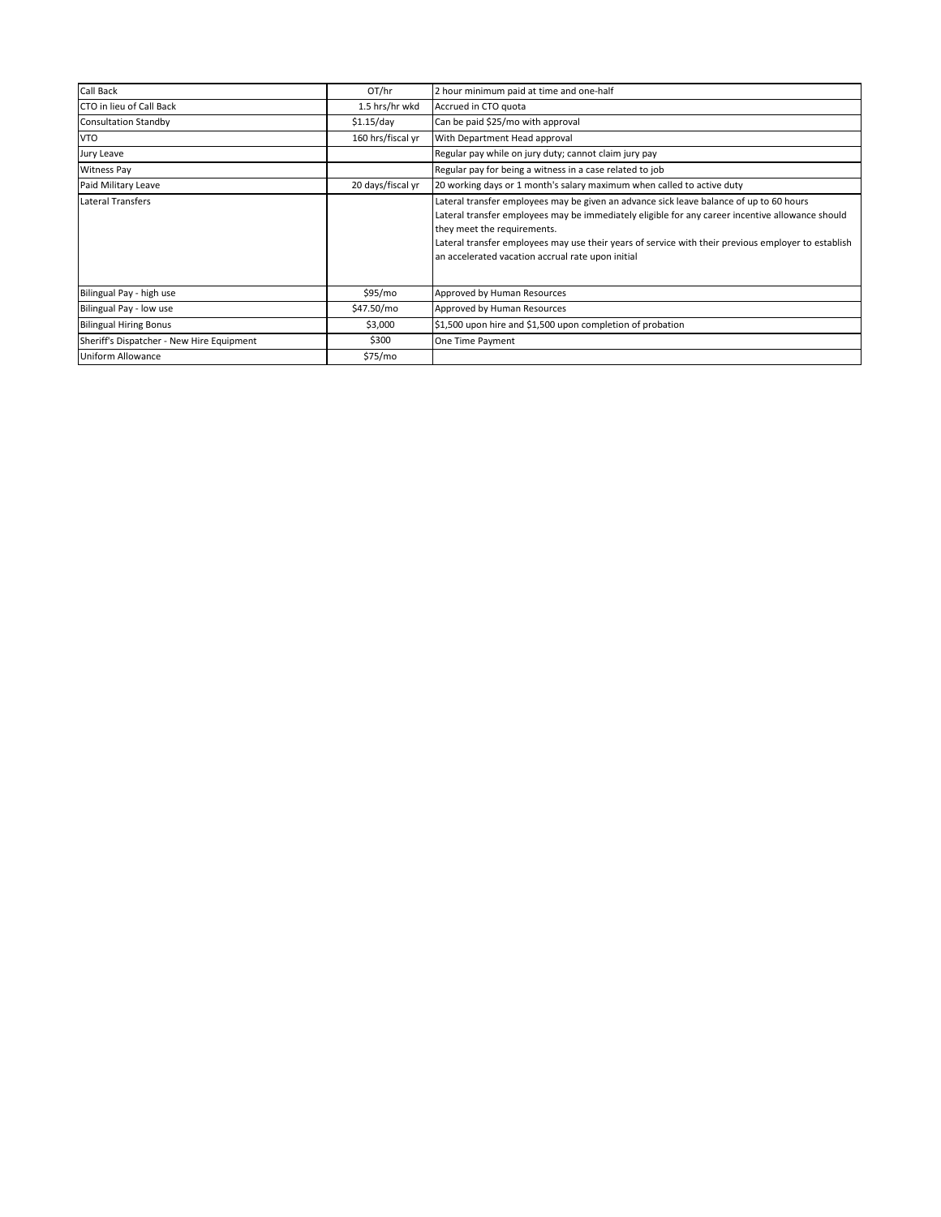| | | |
|---|---|---|
| Call Back | OT/hr | 2 hour minimum paid at time and one-half |
| CTO in lieu of Call Back | 1.5 hrs/hr wkd | Accrued in CTO quota |
| Consultation Standby | $1.15/day | Can be paid $25/mo with approval |
| VTO | 160 hrs/fiscal yr | With Department Head approval |
| Jury Leave | | Regular pay while on jury duty; cannot claim jury pay |
| Witness Pay | | Regular pay for being a witness in a case related to job |
| Paid Military Leave | 20 days/fiscal yr | 20 working days or 1 month's salary maximum when called to active duty |
| Lateral Transfers | | Lateral transfer employees may be given an advance sick leave balance of up to 60 hours<br>Lateral transfer employees may be immediately eligible for any career incentive allowance should they meet the requirements.<br>Lateral transfer employees may use their years of service with their previous employer to establish an accelerated vacation accrual rate upon initial |
| Bilingual Pay - high use | $95/mo | Approved by Human Resources |
| Bilingual Pay - low use | $47.50/mo | Approved by Human Resources |
| Bilingual Hiring Bonus | $3,000 | $1,500 upon hire and $1,500 upon completion of probation |
| Sheriff's Dispatcher - New Hire Equipment | $300 | One Time Payment |
| Uniform Allowance | $75/mo | |